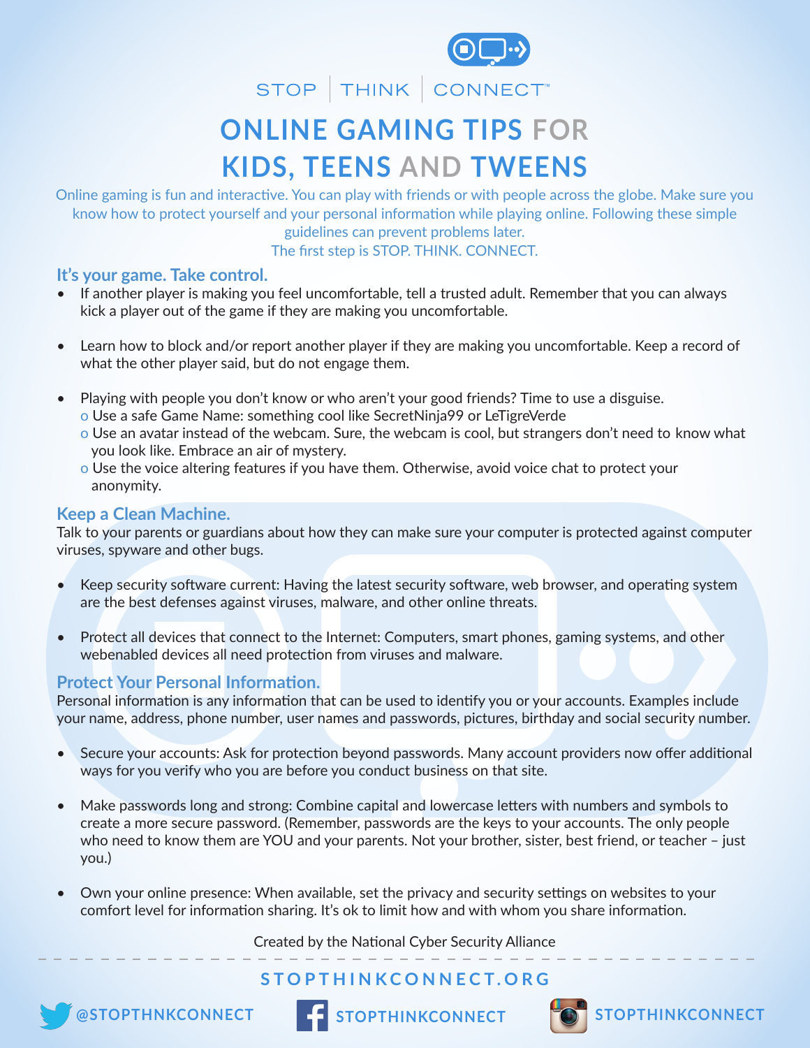STOP | THINK | CONNECT™

# ONLINE GAMING TIPS FOR KIDS, TEENS AND TWEENS

Online gaming is fun and interactive. You can play with friends or with people across the globe. Make sure you know how to protect yourself and your personal information while playing online. Following these simple guidelines can prevent problems later.
The first step is STOP. THINK. CONNECT.

## It's your game. Take control.

- If another player is making you feel uncomfortable, tell a trusted adult. Remember that you can always kick a player out of the game if they are making you uncomfortable.
- Learn how to block and/or report another player if they are making you uncomfortable. Keep a record of what the other player said, but do not engage them.
- Playing with people you don't know or who aren't your good friends? Time to use a disguise.
  - Use a safe Game Name: something cool like SecretNinja99 or LeTigreVerde
  - Use an avatar instead of the webcam. Sure, the webcam is cool, but strangers don't need to know what you look like. Embrace an air of mystery.
  - Use the voice altering features if you have them. Otherwise, avoid voice chat to protect your anonymity.

## Keep a Clean Machine.

Talk to your parents or guardians about how they can make sure your computer is protected against computer viruses, spyware and other bugs.

- Keep security software current: Having the latest security software, web browser, and operating system are the best defenses against viruses, malware, and other online threats.
- Protect all devices that connect to the Internet: Computers, smart phones, gaming systems, and other webenabled devices all need protection from viruses and malware.

## Protect Your Personal Information.

Personal information is any information that can be used to identify you or your accounts. Examples include your name, address, phone number, user names and passwords, pictures, birthday and social security number.

- Secure your accounts: Ask for protection beyond passwords. Many account providers now offer additional ways for you verify who you are before you conduct business on that site.
- Make passwords long and strong: Combine capital and lowercase letters with numbers and symbols to create a more secure password. (Remember, passwords are the keys to your accounts. The only people who need to know them are YOU and your parents. Not your brother, sister, best friend, or teacher – just you.)
- Own your online presence: When available, set the privacy and security settings on websites to your comfort level for information sharing. It's ok to limit how and with whom you share information.

Created by the National Cyber Security Alliance

STOPTHINKCONNECT.ORG

@STOPTHNKCONNECT STOPTHINKCONNECT STOPTHINKCONNECT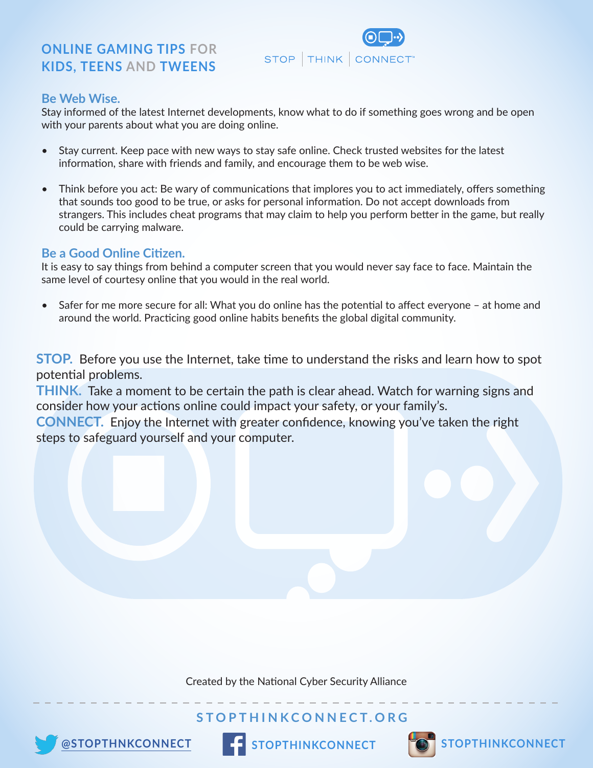# ONLINE GAMING TIPS FOR KIDS, TEENS AND TWEENS

STOP | THINK | CONNECT™

## Be Web Wise.

Stay informed of the latest Internet developments, know what to do if something goes wrong and be open with your parents about what you are doing online.

- Stay current. Keep pace with new ways to stay safe online. Check trusted websites for the latest information, share with friends and family, and encourage them to be web wise.
- Think before you act: Be wary of communications that implores you to act immediately, offers something that sounds too good to be true, or asks for personal information. Do not accept downloads from strangers. This includes cheat programs that may claim to help you perform better in the game, but really could be carrying malware.

## Be a Good Online Citizen.

It is easy to say things from behind a computer screen that you would never say face to face. Maintain the same level of courtesy online that you would in the real world.

- Safer for me more secure for all: What you do online has the potential to affect everyone – at home and around the world. Practicing good online habits benefits the global digital community.

**STOP.** Before you use the Internet, take time to understand the risks and learn how to spot potential problems.
**THINK.** Take a moment to be certain the path is clear ahead. Watch for warning signs and consider how your actions online could impact your safety, or your family's.
**CONNECT.** Enjoy the Internet with greater confidence, knowing you've taken the right steps to safeguard yourself and your computer.

Created by the National Cyber Security Alliance

STOPTHINKCONNECT.ORG

@STOPTHNKCONNECT STOPTHINKCONNECT STOPTHINKCONNECT